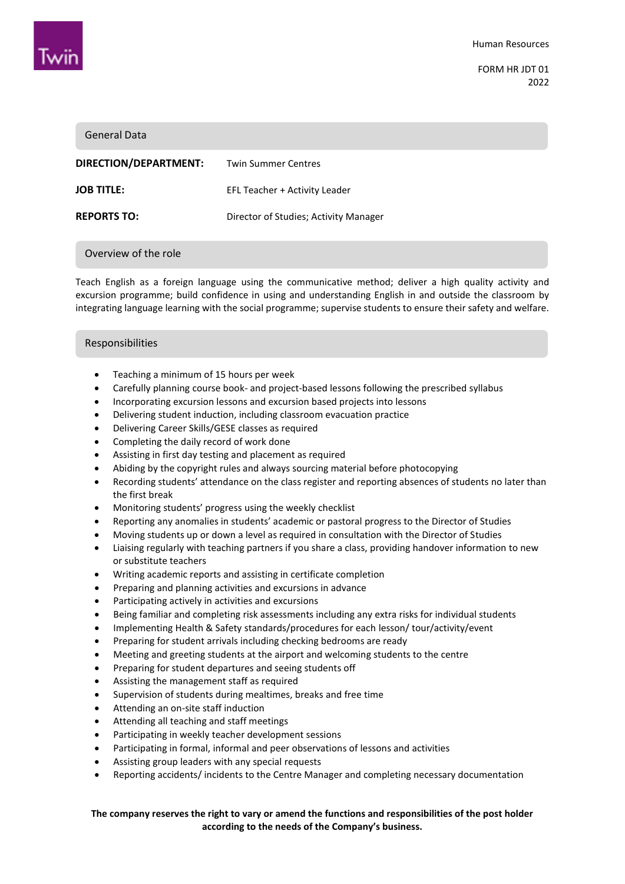Human Resources

FORM HR JDT 01
2022

## General Data

| | |
|---|---|
| **DIRECTION/DEPARTMENT:** | Twin Summer Centres |
| **JOB TITLE:** | EFL Teacher + Activity Leader |
| **REPORTS TO:** | Director of Studies; Activity Manager |

## Overview of the role

Teach English as a foreign language using the communicative method; deliver a high quality activity and excursion programme; build confidence in using and understanding English in and outside the classroom by integrating language learning with the social programme; supervise students to ensure their safety and welfare.

## Responsibilities

- Teaching a minimum of 15 hours per week
- Carefully planning course book- and project-based lessons following the prescribed syllabus
- Incorporating excursion lessons and excursion based projects into lessons
- Delivering student induction, including classroom evacuation practice
- Delivering Career Skills/GESE classes as required
- Completing the daily record of work done
- Assisting in first day testing and placement as required
- Abiding by the copyright rules and always sourcing material before photocopying
- Recording students' attendance on the class register and reporting absences of students no later than the first break
- Monitoring students' progress using the weekly checklist
- Reporting any anomalies in students' academic or pastoral progress to the Director of Studies
- Moving students up or down a level as required in consultation with the Director of Studies
- Liaising regularly with teaching partners if you share a class, providing handover information to new or substitute teachers
- Writing academic reports and assisting in certificate completion
- Preparing and planning activities and excursions in advance
- Participating actively in activities and excursions
- Being familiar and completing risk assessments including any extra risks for individual students
- Implementing Health & Safety standards/procedures for each lesson/ tour/activity/event
- Preparing for student arrivals including checking bedrooms are ready
- Meeting and greeting students at the airport and welcoming students to the centre
- Preparing for student departures and seeing students off
- Assisting the management staff as required
- Supervision of students during mealtimes, breaks and free time
- Attending an on-site staff induction
- Attending all teaching and staff meetings
- Participating in weekly teacher development sessions
- Participating in formal, informal and peer observations of lessons and activities
- Assisting group leaders with any special requests
- Reporting accidents/ incidents to the Centre Manager and completing necessary documentation

**The company reserves the right to vary or amend the functions and responsibilities of the post holder according to the needs of the Company's business.**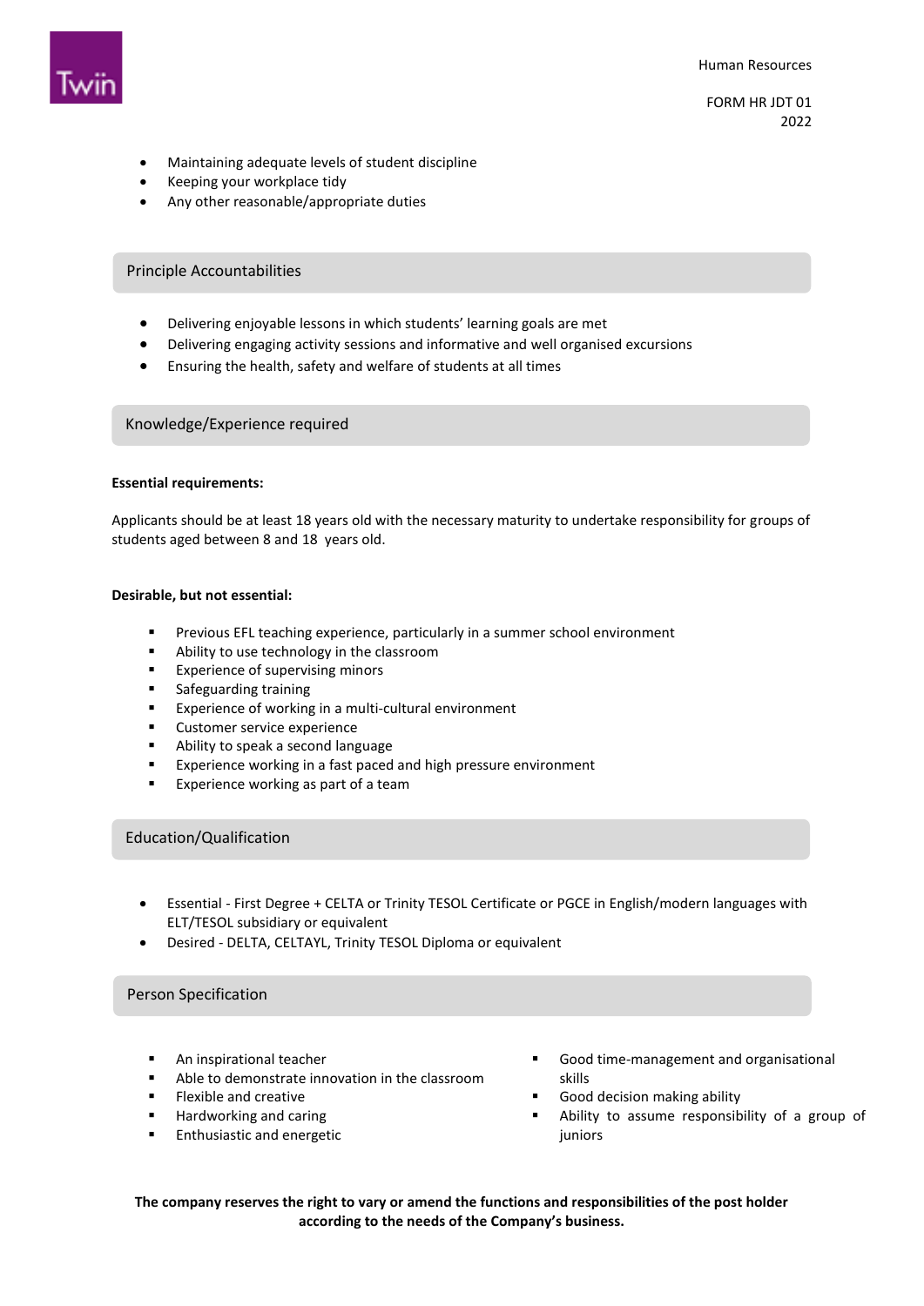- Maintaining adequate levels of student discipline
- Keeping your workplace tidy
- Any other reasonable/appropriate duties

## Principle Accountabilities

- Delivering enjoyable lessons in which students' learning goals are met
- Delivering engaging activity sessions and informative and well organised excursions
- Ensuring the health, safety and welfare of students at all times

## Knowledge/Experience required

**Essential requirements:**

Applicants should be at least 18 years old with the necessary maturity to undertake responsibility for groups of students aged between 8 and 18 years old.

**Desirable, but not essential:**

- Previous EFL teaching experience, particularly in a summer school environment
- Ability to use technology in the classroom
- Experience of supervising minors
- Safeguarding training
- Experience of working in a multi-cultural environment
- Customer service experience
- Ability to speak a second language
- Experience working in a fast paced and high pressure environment
- Experience working as part of a team

## Education/Qualification

- Essential - First Degree + CELTA or Trinity TESOL Certificate or PGCE in English/modern languages with ELT/TESOL subsidiary or equivalent
- Desired - DELTA, CELTAYL, Trinity TESOL Diploma or equivalent

## Person Specification

- An inspirational teacher
- Able to demonstrate innovation in the classroom
- Flexible and creative
- Hardworking and caring
- Enthusiastic and energetic
- Good time-management and organisational skills
- Good decision making ability
- Ability to assume responsibility of a group of juniors

**The company reserves the right to vary or amend the functions and responsibilities of the post holder according to the needs of the Company's business.**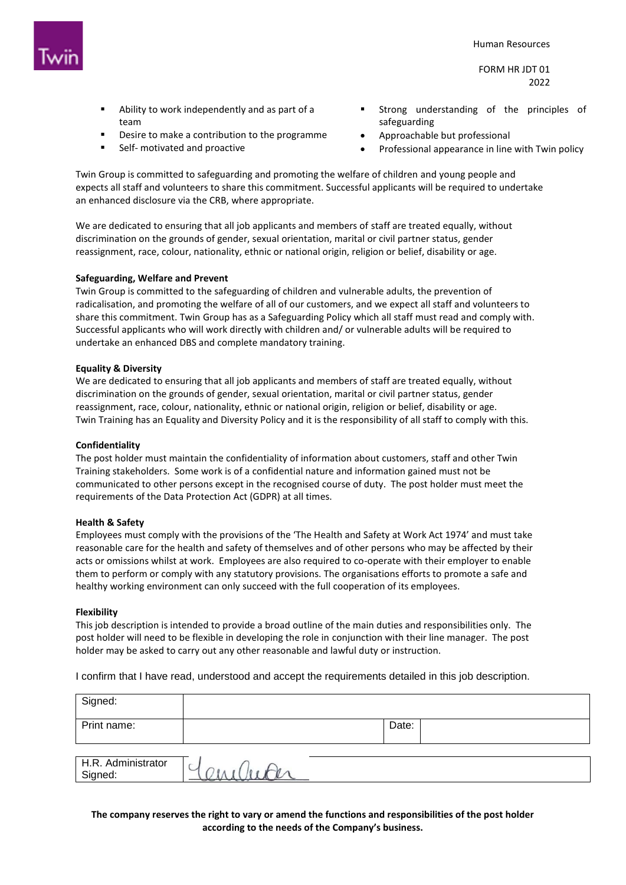- Ability to work independently and as part of a team
- Desire to make a contribution to the programme
- Self- motivated and proactive
- Strong understanding of the principles of safeguarding
- Approachable but professional
- Professional appearance in line with Twin policy

Twin Group is committed to safeguarding and promoting the welfare of children and young people and expects all staff and volunteers to share this commitment. Successful applicants will be required to undertake an enhanced disclosure via the CRB, where appropriate.

We are dedicated to ensuring that all job applicants and members of staff are treated equally, without discrimination on the grounds of gender, sexual orientation, marital or civil partner status, gender reassignment, race, colour, nationality, ethnic or national origin, religion or belief, disability or age.

**Safeguarding, Welfare and Prevent**

Twin Group is committed to the safeguarding of children and vulnerable adults, the prevention of radicalisation, and promoting the welfare of all of our customers, and we expect all staff and volunteers to share this commitment. Twin Group has as a Safeguarding Policy which all staff must read and comply with. Successful applicants who will work directly with children and/ or vulnerable adults will be required to undertake an enhanced DBS and complete mandatory training.

**Equality & Diversity**

We are dedicated to ensuring that all job applicants and members of staff are treated equally, without discrimination on the grounds of gender, sexual orientation, marital or civil partner status, gender reassignment, race, colour, nationality, ethnic or national origin, religion or belief, disability or age. Twin Training has an Equality and Diversity Policy and it is the responsibility of all staff to comply with this.

**Confidentiality**

The post holder must maintain the confidentiality of information about customers, staff and other Twin Training stakeholders. Some work is of a confidential nature and information gained must not be communicated to other persons except in the recognised course of duty. The post holder must meet the requirements of the Data Protection Act (GDPR) at all times.

**Health & Safety**

Employees must comply with the provisions of the 'The Health and Safety at Work Act 1974' and must take reasonable care for the health and safety of themselves and of other persons who may be affected by their acts or omissions whilst at work. Employees are also required to co-operate with their employer to enable them to perform or comply with any statutory provisions. The organisations efforts to promote a safe and healthy working environment can only succeed with the full cooperation of its employees.

**Flexibility**

This job description is intended to provide a broad outline of the main duties and responsibilities only. The post holder will need to be flexible in developing the role in conjunction with their line manager. The post holder may be asked to carry out any other reasonable and lawful duty or instruction.

I confirm that I have read, understood and accept the requirements detailed in this job description.

| Signed: | | | |
|---|---|---|---|
| Print name: | | Date: | |

| H.R. Administrator Signed: | Jennifer |
|---|---|

**The company reserves the right to vary or amend the functions and responsibilities of the post holder according to the needs of the Company's business.**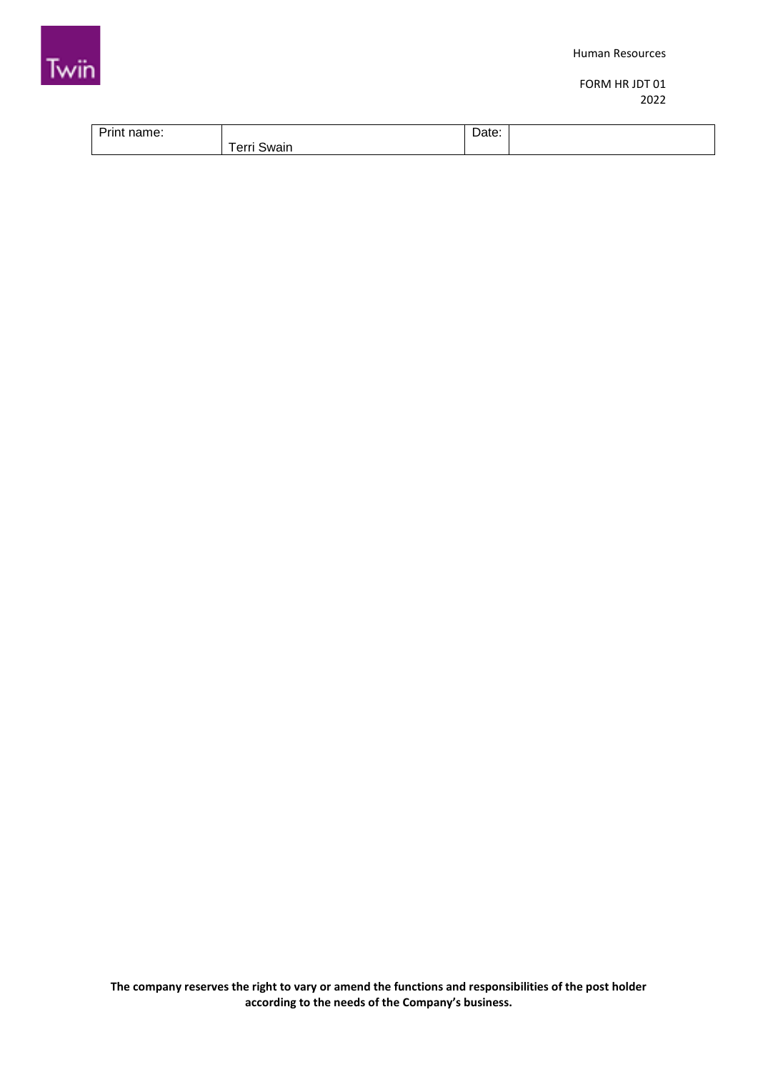| | | | |
|---|---|---|---|
| Print name: | Terri Swain | Date: | |

**The company reserves the right to vary or amend the functions and responsibilities of the post holder according to the needs of the Company's business.**